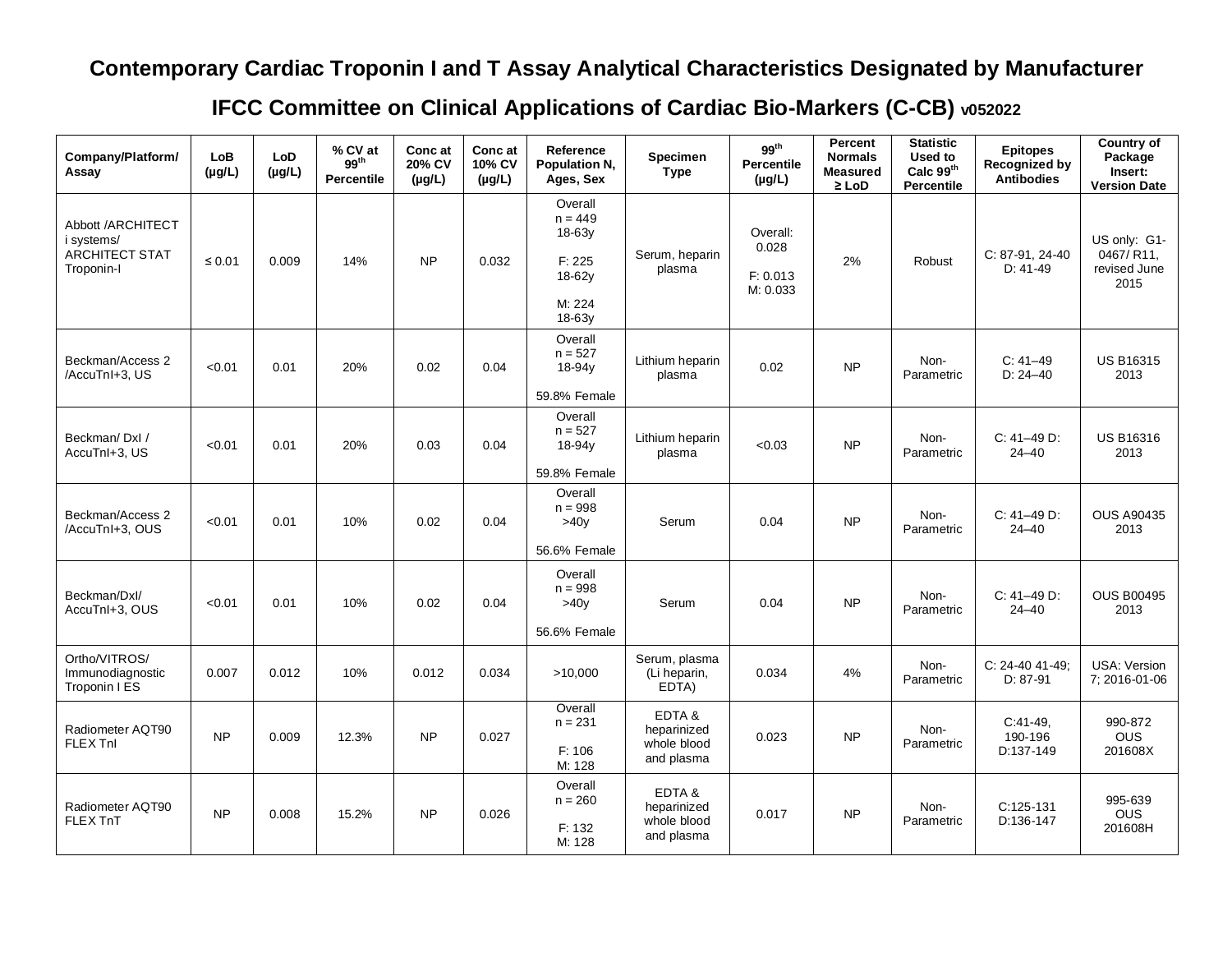# Contemporary Cardiac Troponin I and T Assay Analytical Characteristics Designated by Manufacturer

## IFCC Committee on Clinical Applications of Cardiac Bio-Markers (C-CB) v052022

| Company/Platform/ Assay | LoB (µg/L) | LoD (µg/L) | % CV at 99th Percentile | Conc at 20% CV (µg/L) | Conc at 10% CV (µg/L) | Reference Population N, Ages, Sex | Specimen Type | 99th Percentile (µg/L) | Percent Normals Measured ≥ LoD | Statistic Used to Calc 99th Percentile | Epitopes Recognized by Antibodies | Country of Package Insert: Version Date |
|---|---|---|---|---|---|---|---|---|---|---|---|---|
| Abbott /ARCHITECT i systems/ ARCHITECT STAT Troponin-I | ≤ 0.01 | 0.009 | 14% | NP | 0.032 | Overall n = 449 18-63y<br>F: 225 18-62y<br>M: 224 18-63y | Serum, heparin plasma | Overall: 0.028<br>F: 0.013 M: 0.033 | 2% | Robust | C: 87-91, 24-40 D: 41-49 | US only: G1-0467/ R11, revised June 2015 |
| Beckman/Access 2 /AccuTnI+3, US | <0.01 | 0.01 | 20% | 0.02 | 0.04 | Overall n = 527 18-94y<br>59.8% Female | Lithium heparin plasma | 0.02 | NP | Non-Parametric | C: 41–49 D: 24–40 | US B16315 2013 |
| Beckman/ DxI / AccuTnI+3, US | <0.01 | 0.01 | 20% | 0.03 | 0.04 | Overall n = 527 18-94y<br>59.8% Female | Lithium heparin plasma | <0.03 | NP | Non-Parametric | C: 41–49 D: 24–40 | US B16316 2013 |
| Beckman/Access 2 /AccuTnI+3, OUS | <0.01 | 0.01 | 10% | 0.02 | 0.04 | Overall n = 998 >40y<br>56.6% Female | Serum | 0.04 | NP | Non-Parametric | C: 41–49 D: 24–40 | OUS A90435 2013 |
| Beckman/DxI/ AccuTnI+3, OUS | <0.01 | 0.01 | 10% | 0.02 | 0.04 | Overall n = 998 >40y<br>56.6% Female | Serum | 0.04 | NP | Non-Parametric | C: 41–49 D: 24–40 | OUS B00495 2013 |
| Ortho/VITROS/ Immunodiagnostic Troponin I ES | 0.007 | 0.012 | 10% | 0.012 | 0.034 | >10,000 | Serum, plasma (Li heparin, EDTA) | 0.034 | 4% | Non-Parametric | C: 24-40 41-49; D: 87-91 | USA: Version 7; 2016-01-06 |
| Radiometer AQT90 FLEX TnI | NP | 0.009 | 12.3% | NP | 0.027 | Overall n = 231<br>F: 106 M: 128 | EDTA & heparinized whole blood and plasma | 0.023 | NP | Non-Parametric | C:41-49, 190-196 D:137-149 | 990-872 OUS 201608X |
| Radiometer AQT90 FLEX TnT | NP | 0.008 | 15.2% | NP | 0.026 | Overall n = 260<br>F: 132 M: 128 | EDTA & heparinized whole blood and plasma | 0.017 | NP | Non-Parametric | C:125-131 D:136-147 | 995-639 OUS 201608H |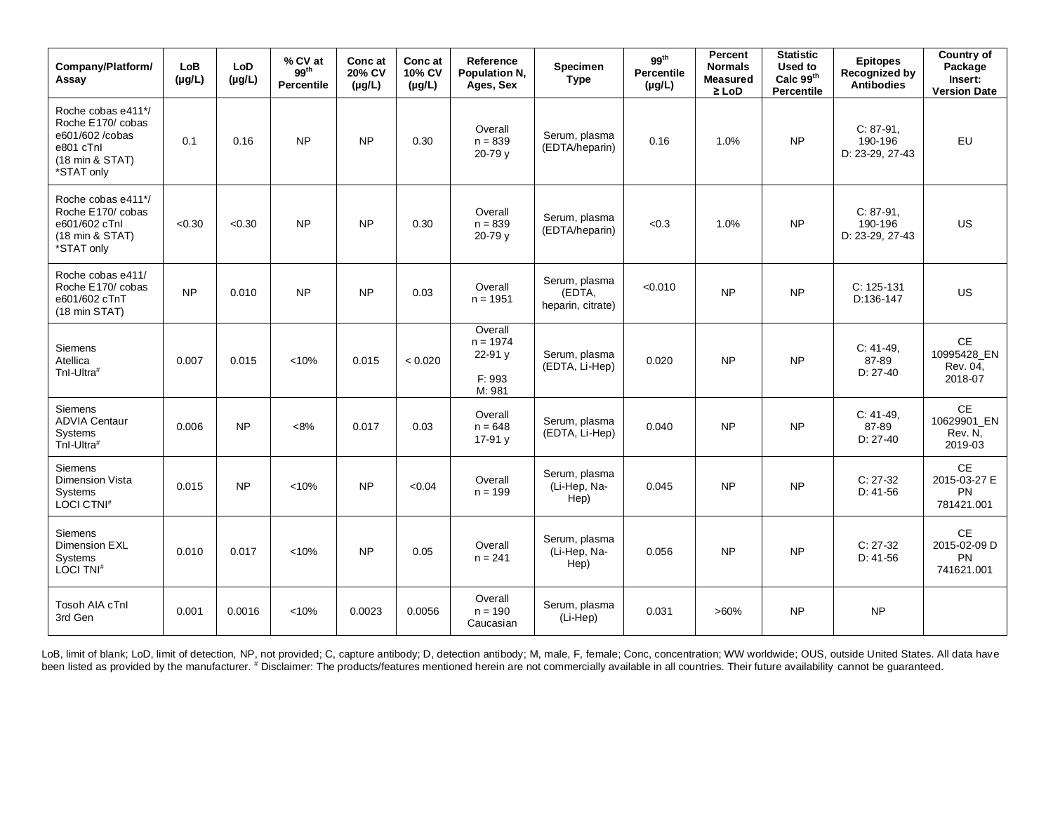| Company/Platform/ Assay | LoB (μg/L) | LoD (μg/L) | % CV at 99th Percentile | Conc at 20% CV (μg/L) | Conc at 10% CV (μg/L) | Reference Population N, Ages, Sex | Specimen Type | 99th Percentile (μg/L) | Percent Normals Measured ≥ LoD | Statistic Used to Calc 99th Percentile | Epitopes Recognized by Antibodies | Country of Package Insert: Version Date |
|---|---|---|---|---|---|---|---|---|---|---|---|---|
| Roche cobas e411*/ Roche E170/ cobas e601/602 /cobas e801 cTnI (18 min & STAT) *STAT only | 0.1 | 0.16 | NP | NP | 0.30 | Overall n = 839 20-79 y | Serum, plasma (EDTA/heparin) | 0.16 | 1.0% | NP | C: 87-91, 190-196 D: 23-29, 27-43 | EU |
| Roche cobas e411*/ Roche E170/ cobas e601/602 cTnI (18 min & STAT) *STAT only | <0.30 | <0.30 | NP | NP | 0.30 | Overall n = 839 20-79 y | Serum, plasma (EDTA/heparin) | <0.3 | 1.0% | NP | C: 87-91, 190-196 D: 23-29, 27-43 | US |
| Roche cobas e411/ Roche E170/ cobas e601/602 cTnT (18 min STAT) | NP | 0.010 | NP | NP | 0.03 | Overall n = 1951 | Serum, plasma (EDTA, heparin, citrate) | <0.010 | NP | NP | C: 125-131 D:136-147 | US |
| Siemens Atellica TnI-Ultra# | 0.007 | 0.015 | <10% | 0.015 | < 0.020 | Overall n = 1974 22-91 y F: 993 M: 981 | Serum, plasma (EDTA, Li-Hep) | 0.020 | NP | NP | C: 41-49, 87-89 D: 27-40 | CE 10995428_EN Rev. 04, 2018-07 |
| Siemens ADVIA Centaur Systems TnI-Ultra# | 0.006 | NP | <8% | 0.017 | 0.03 | Overall n = 648 17-91 y | Serum, plasma (EDTA, Li-Hep) | 0.040 | NP | NP | C: 41-49, 87-89 D: 27-40 | CE 10629901_EN Rev. N, 2019-03 |
| Siemens Dimension Vista Systems LOCI CTNI# | 0.015 | NP | <10% | NP | <0.04 | Overall n = 199 | Serum, plasma (Li-Hep, Na-Hep) | 0.045 | NP | NP | C: 27-32 D: 41-56 | CE 2015-03-27 E PN 781421.001 |
| Siemens Dimension EXL Systems LOCI TNI# | 0.010 | 0.017 | <10% | NP | 0.05 | Overall n = 241 | Serum, plasma (Li-Hep, Na-Hep) | 0.056 | NP | NP | C: 27-32 D: 41-56 | CE 2015-02-09 D PN 741621.001 |
| Tosoh AIA cTnI 3rd Gen | 0.001 | 0.0016 | <10% | 0.0023 | 0.0056 | Overall n = 190 Caucasian | Serum, plasma (Li-Hep) | 0.031 | >60% | NP | NP | |

LoB, limit of blank; LoD, limit of detection, NP, not provided; C, capture antibody; D, detection antibody; M, male, F, female; Conc, concentration; WW worldwide; OUS, outside United States. All data have been listed as provided by the manufacturer. # Disclaimer: The products/features mentioned herein are not commercially available in all countries. Their future availability cannot be guaranteed.